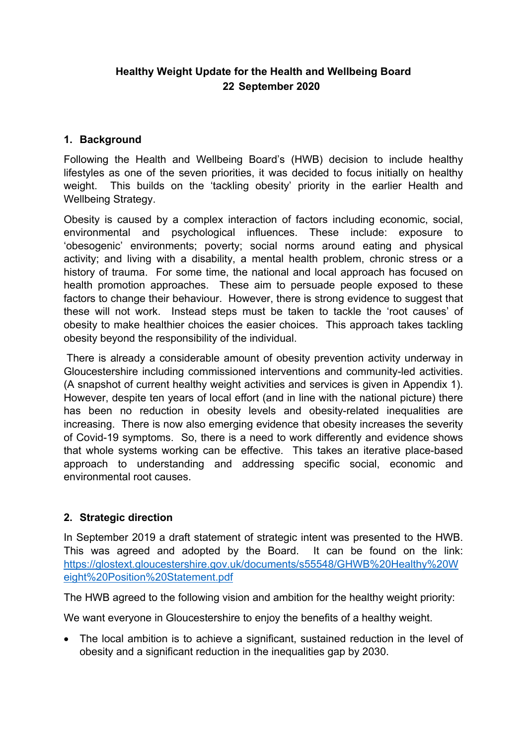# Healthy Weight Update for the Health and Wellbeing Board
## 22 September 2020

## 1. Background

Following the Health and Wellbeing Board's (HWB) decision to include healthy lifestyles as one of the seven priorities, it was decided to focus initially on healthy weight. This builds on the 'tackling obesity' priority in the earlier Health and Wellbeing Strategy.

Obesity is caused by a complex interaction of factors including economic, social, environmental and psychological influences. These include: exposure to 'obesogenic' environments; poverty; social norms around eating and physical activity; and living with a disability, a mental health problem, chronic stress or a history of trauma. For some time, the national and local approach has focused on health promotion approaches. These aim to persuade people exposed to these factors to change their behaviour. However, there is strong evidence to suggest that these will not work. Instead steps must be taken to tackle the 'root causes' of obesity to make healthier choices the easier choices. This approach takes tackling obesity beyond the responsibility of the individual.

There is already a considerable amount of obesity prevention activity underway in Gloucestershire including commissioned interventions and community-led activities. (A snapshot of current healthy weight activities and services is given in Appendix 1). However, despite ten years of local effort (and in line with the national picture) there has been no reduction in obesity levels and obesity-related inequalities are increasing. There is now also emerging evidence that obesity increases the severity of Covid-19 symptoms. So, there is a need to work differently and evidence shows that whole systems working can be effective. This takes an iterative place-based approach to understanding and addressing specific social, economic and environmental root causes.

## 2. Strategic direction

In September 2019 a draft statement of strategic intent was presented to the HWB. This was agreed and adopted by the Board. It can be found on the link: [https://glostext.gloucestershire.gov.uk/documents/s55548/GHWB%20Healthy%20Weight%20Position%20Statement.pdf](https://glostext.gloucestershire.gov.uk/documents/s55548/GHWB%20Healthy%20Weight%20Position%20Statement.pdf)

The HWB agreed to the following vision and ambition for the healthy weight priority:

We want everyone in Gloucestershire to enjoy the benefits of a healthy weight.

- The local ambition is to achieve a significant, sustained reduction in the level of obesity and a significant reduction in the inequalities gap by 2030.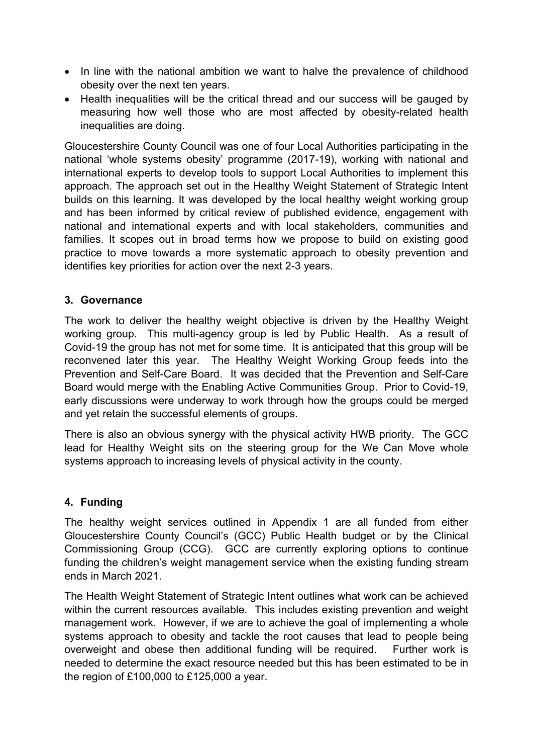- In line with the national ambition we want to halve the prevalence of childhood obesity over the next ten years.
- Health inequalities will be the critical thread and our success will be gauged by measuring how well those who are most affected by obesity-related health inequalities are doing.

Gloucestershire County Council was one of four Local Authorities participating in the national 'whole systems obesity' programme (2017-19), working with national and international experts to develop tools to support Local Authorities to implement this approach. The approach set out in the Healthy Weight Statement of Strategic Intent builds on this learning. It was developed by the local healthy weight working group and has been informed by critical review of published evidence, engagement with national and international experts and with local stakeholders, communities and families. It scopes out in broad terms how we propose to build on existing good practice to move towards a more systematic approach to obesity prevention and identifies key priorities for action over the next 2-3 years.

## 3. Governance

The work to deliver the healthy weight objective is driven by the Healthy Weight working group. This multi-agency group is led by Public Health. As a result of Covid-19 the group has not met for some time. It is anticipated that this group will be reconvened later this year. The Healthy Weight Working Group feeds into the Prevention and Self-Care Board. It was decided that the Prevention and Self-Care Board would merge with the Enabling Active Communities Group. Prior to Covid-19, early discussions were underway to work through how the groups could be merged and yet retain the successful elements of groups.

There is also an obvious synergy with the physical activity HWB priority. The GCC lead for Healthy Weight sits on the steering group for the We Can Move whole systems approach to increasing levels of physical activity in the county.

## 4. Funding

The healthy weight services outlined in Appendix 1 are all funded from either Gloucestershire County Council's (GCC) Public Health budget or by the Clinical Commissioning Group (CCG). GCC are currently exploring options to continue funding the children's weight management service when the existing funding stream ends in March 2021.

The Health Weight Statement of Strategic Intent outlines what work can be achieved within the current resources available. This includes existing prevention and weight management work. However, if we are to achieve the goal of implementing a whole systems approach to obesity and tackle the root causes that lead to people being overweight and obese then additional funding will be required. Further work is needed to determine the exact resource needed but this has been estimated to be in the region of £100,000 to £125,000 a year.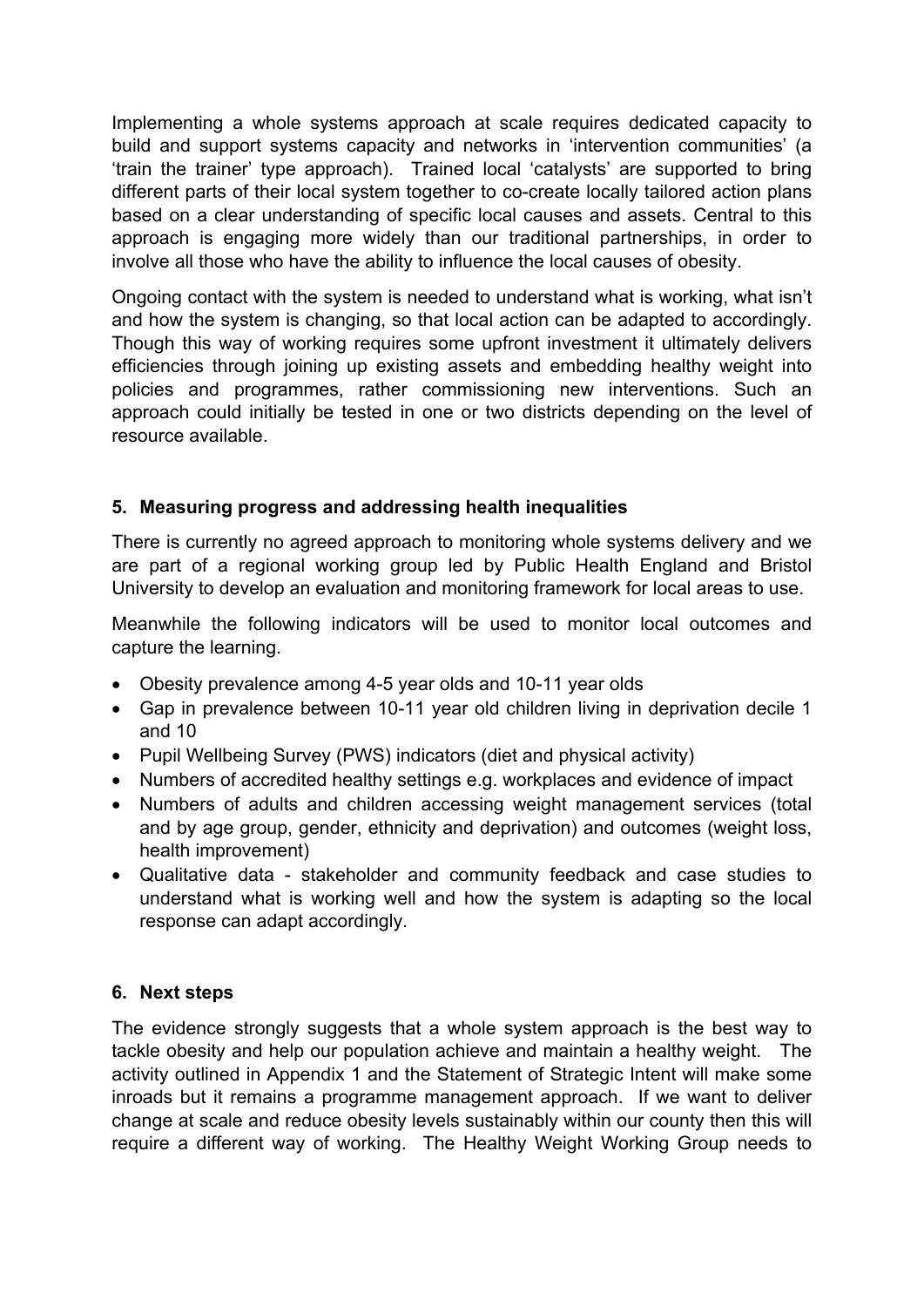Implementing a whole systems approach at scale requires dedicated capacity to build and support systems capacity and networks in 'intervention communities' (a 'train the trainer' type approach). Trained local 'catalysts' are supported to bring different parts of their local system together to co-create locally tailored action plans based on a clear understanding of specific local causes and assets. Central to this approach is engaging more widely than our traditional partnerships, in order to involve all those who have the ability to influence the local causes of obesity.

Ongoing contact with the system is needed to understand what is working, what isn't and how the system is changing, so that local action can be adapted to accordingly. Though this way of working requires some upfront investment it ultimately delivers efficiencies through joining up existing assets and embedding healthy weight into policies and programmes, rather commissioning new interventions. Such an approach could initially be tested in one or two districts depending on the level of resource available.

## 5. Measuring progress and addressing health inequalities

There is currently no agreed approach to monitoring whole systems delivery and we are part of a regional working group led by Public Health England and Bristol University to develop an evaluation and monitoring framework for local areas to use.

Meanwhile the following indicators will be used to monitor local outcomes and capture the learning.

- Obesity prevalence among 4-5 year olds and 10-11 year olds
- Gap in prevalence between 10-11 year old children living in deprivation decile 1 and 10
- Pupil Wellbeing Survey (PWS) indicators (diet and physical activity)
- Numbers of accredited healthy settings e.g. workplaces and evidence of impact
- Numbers of adults and children accessing weight management services (total and by age group, gender, ethnicity and deprivation) and outcomes (weight loss, health improvement)
- Qualitative data - stakeholder and community feedback and case studies to understand what is working well and how the system is adapting so the local response can adapt accordingly.

## 6. Next steps

The evidence strongly suggests that a whole system approach is the best way to tackle obesity and help our population achieve and maintain a healthy weight. The activity outlined in Appendix 1 and the Statement of Strategic Intent will make some inroads but it remains a programme management approach. If we want to deliver change at scale and reduce obesity levels sustainably within our county then this will require a different way of working. The Healthy Weight Working Group needs to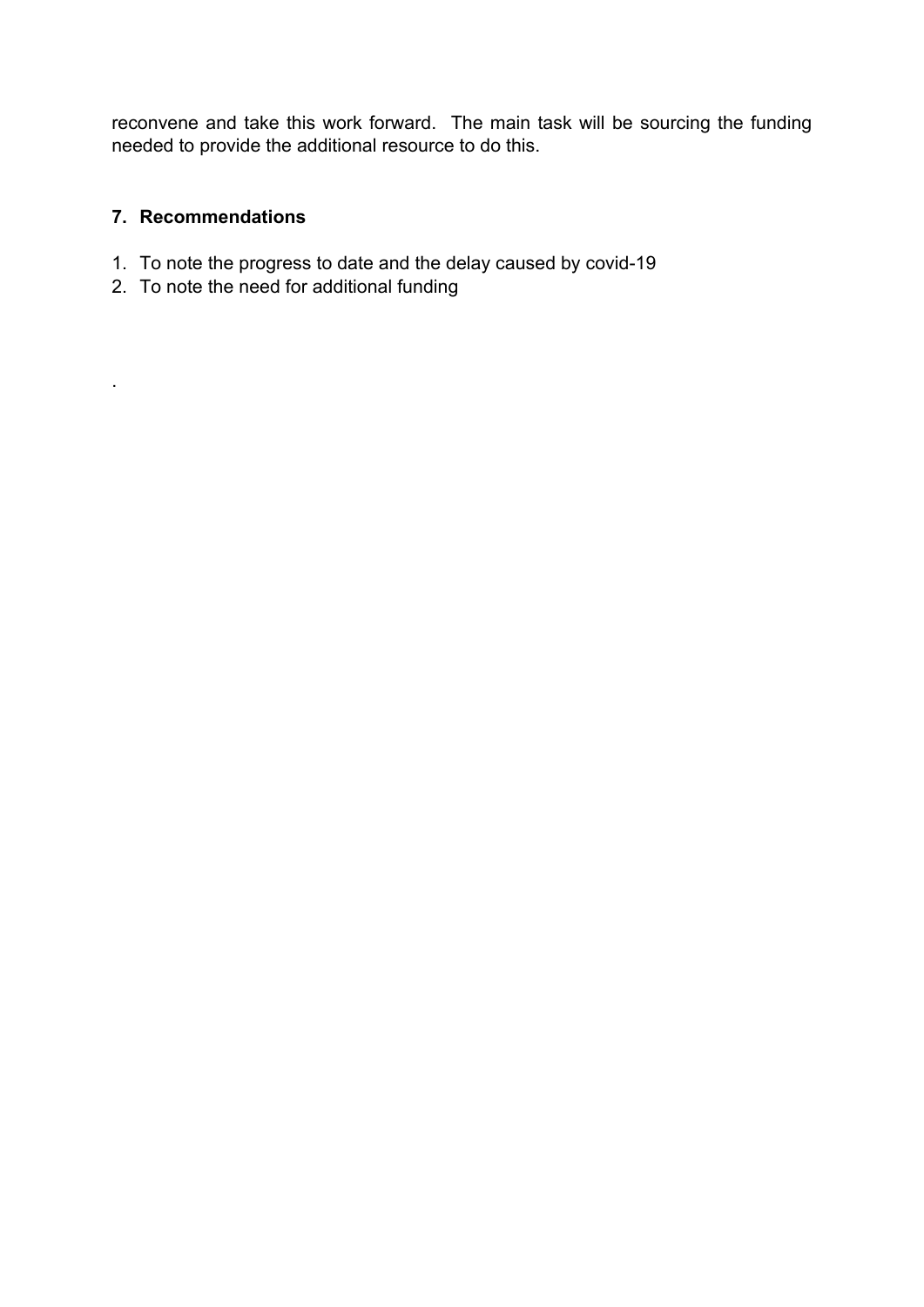reconvene and take this work forward. The main task will be sourcing the funding needed to provide the additional resource to do this.

## 7. Recommendations

1. To note the progress to date and the delay caused by covid-19
2. To note the need for additional funding

.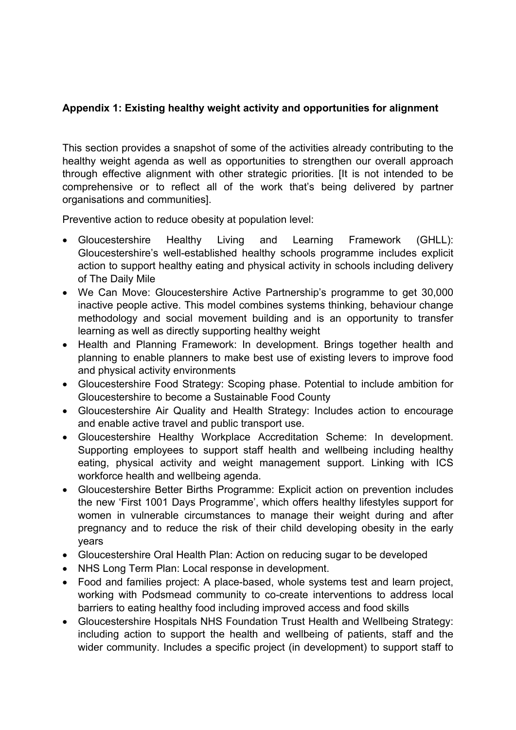**Appendix 1: Existing healthy weight activity and opportunities for alignment**

This section provides a snapshot of some of the activities already contributing to the healthy weight agenda as well as opportunities to strengthen our overall approach through effective alignment with other strategic priorities. [It is not intended to be comprehensive or to reflect all of the work that's being delivered by partner organisations and communities].

Preventive action to reduce obesity at population level:

- Gloucestershire Healthy Living and Learning Framework (GHLL): Gloucestershire's well-established healthy schools programme includes explicit action to support healthy eating and physical activity in schools including delivery of The Daily Mile
- We Can Move: Gloucestershire Active Partnership's programme to get 30,000 inactive people active. This model combines systems thinking, behaviour change methodology and social movement building and is an opportunity to transfer learning as well as directly supporting healthy weight
- Health and Planning Framework: In development. Brings together health and planning to enable planners to make best use of existing levers to improve food and physical activity environments
- Gloucestershire Food Strategy: Scoping phase. Potential to include ambition for Gloucestershire to become a Sustainable Food County
- Gloucestershire Air Quality and Health Strategy: Includes action to encourage and enable active travel and public transport use.
- Gloucestershire Healthy Workplace Accreditation Scheme: In development. Supporting employees to support staff health and wellbeing including healthy eating, physical activity and weight management support. Linking with ICS workforce health and wellbeing agenda.
- Gloucestershire Better Births Programme: Explicit action on prevention includes the new 'First 1001 Days Programme', which offers healthy lifestyles support for women in vulnerable circumstances to manage their weight during and after pregnancy and to reduce the risk of their child developing obesity in the early years
- Gloucestershire Oral Health Plan: Action on reducing sugar to be developed
- NHS Long Term Plan: Local response in development.
- Food and families project: A place-based, whole systems test and learn project, working with Podsmead community to co-create interventions to address local barriers to eating healthy food including improved access and food skills
- Gloucestershire Hospitals NHS Foundation Trust Health and Wellbeing Strategy: including action to support the health and wellbeing of patients, staff and the wider community. Includes a specific project (in development) to support staff to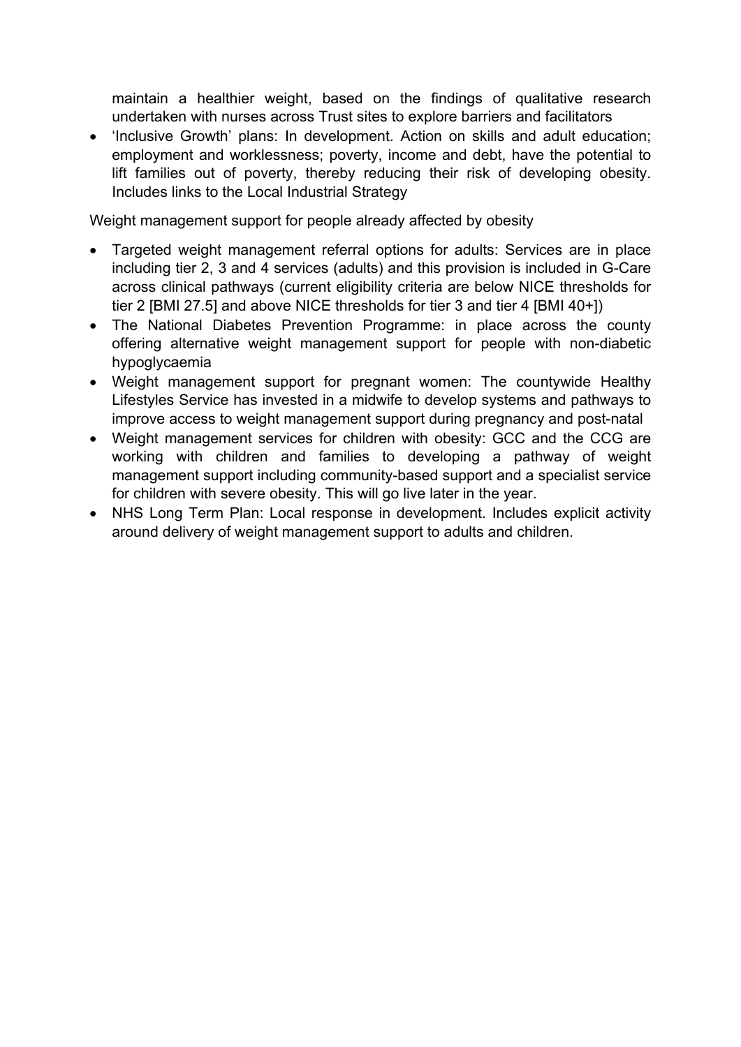maintain a healthier weight, based on the findings of qualitative research undertaken with nurses across Trust sites to explore barriers and facilitators

- 'Inclusive Growth' plans: In development. Action on skills and adult education; employment and worklessness; poverty, income and debt, have the potential to lift families out of poverty, thereby reducing their risk of developing obesity. Includes links to the Local Industrial Strategy

Weight management support for people already affected by obesity

- Targeted weight management referral options for adults: Services are in place including tier 2, 3 and 4 services (adults) and this provision is included in G-Care across clinical pathways (current eligibility criteria are below NICE thresholds for tier 2 [BMI 27.5] and above NICE thresholds for tier 3 and tier 4 [BMI 40+])
- The National Diabetes Prevention Programme: in place across the county offering alternative weight management support for people with non-diabetic hypoglycaemia
- Weight management support for pregnant women: The countywide Healthy Lifestyles Service has invested in a midwife to develop systems and pathways to improve access to weight management support during pregnancy and post-natal
- Weight management services for children with obesity: GCC and the CCG are working with children and families to developing a pathway of weight management support including community-based support and a specialist service for children with severe obesity. This will go live later in the year.
- NHS Long Term Plan: Local response in development. Includes explicit activity around delivery of weight management support to adults and children.